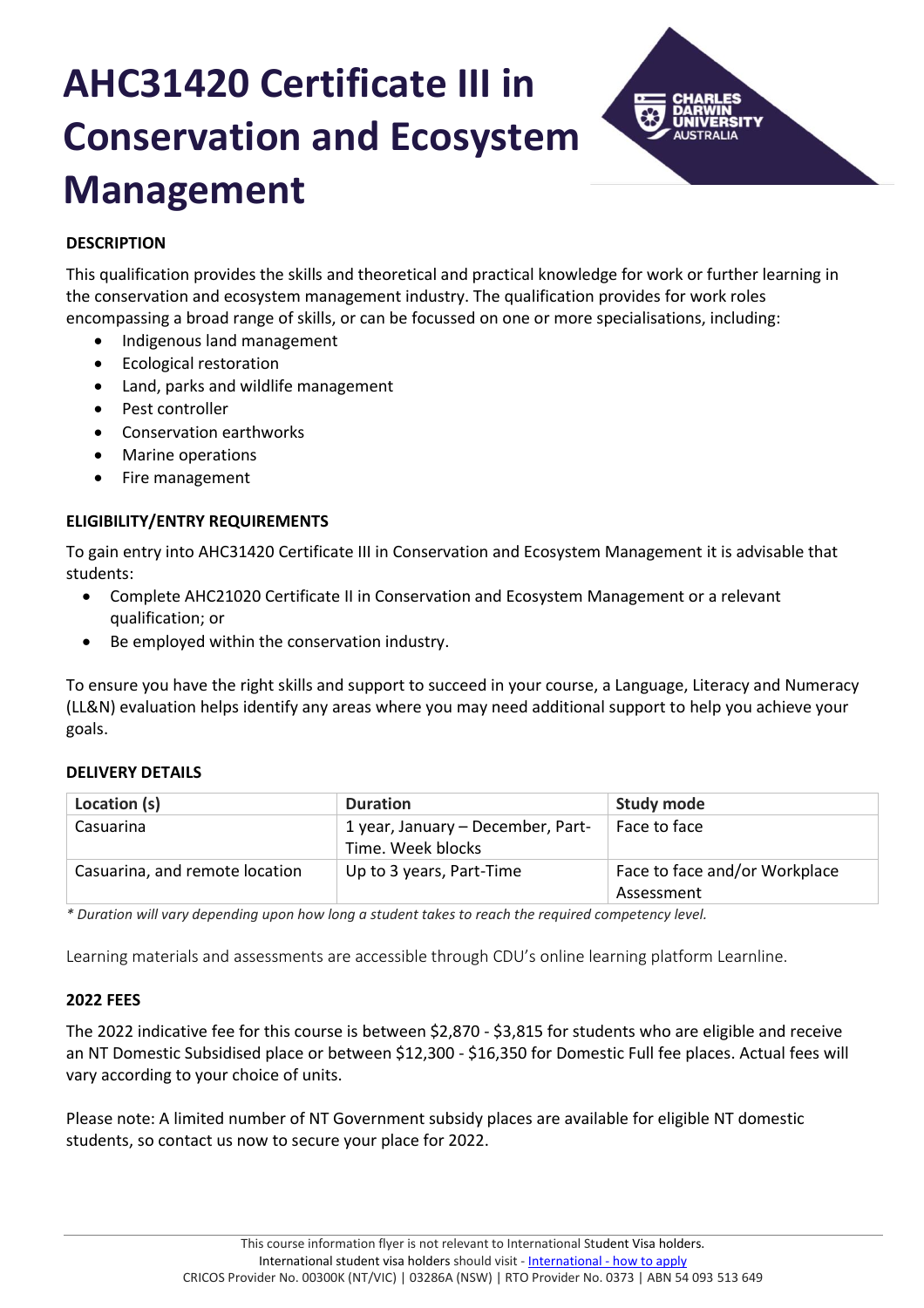# AHC31420 Certificate III in Conservation and Ecosystem Management

## DESCRIPTION

This qualification provides the skills and theoretical and practical knowledge for work or further learning in the conservation and ecosystem management industry. The qualification provides for work roles encompassing a broad range of skills, or can be focussed on one or more specialisations, including:

- Indigenous land management
- Ecological restoration
- Land, parks and wildlife management
- Pest controller
- Conservation earthworks
- Marine operations
- Fire management

## ELIGIBILITY/ENTRY REQUIREMENTS

To gain entry into AHC31420 Certificate III in Conservation and Ecosystem Management it is advisable that students:

- Complete AHC21020 Certificate II in Conservation and Ecosystem Management or a relevant qualification; or
- Be employed within the conservation industry.

To ensure you have the right skills and support to succeed in your course, a Language, Literacy and Numeracy (LL&N) evaluation helps identify any areas where you may need additional support to help you achieve your goals.

## DELIVERY DETAILS

| Location (s) | Duration | Study mode |
|---|---|---|
| Casuarina | 1 year, January – December, Part-Time. Week blocks | Face to face |
| Casuarina, and remote location | Up to 3 years, Part-Time | Face to face and/or Workplace Assessment |

*\* Duration will vary depending upon how long a student takes to reach the required competency level.*

Learning materials and assessments are accessible through CDU's online learning platform Learnline.

## 2022 FEES

The 2022 indicative fee for this course is between $2,870 - $3,815 for students who are eligible and receive an NT Domestic Subsidised place or between $12,300 - $16,350 for Domestic Full fee places. Actual fees will vary according to your choice of units.

Please note: A limited number of NT Government subsidy places are available for eligible NT domestic students, so contact us now to secure your place for 2022.

This course information flyer is not relevant to International Student Visa holders.
International student visa holders should visit - [International - how to apply](#)
CRICOS Provider No. 00300K (NT/VIC) | 03286A (NSW) | RTO Provider No. 0373 | ABN 54 093 513 649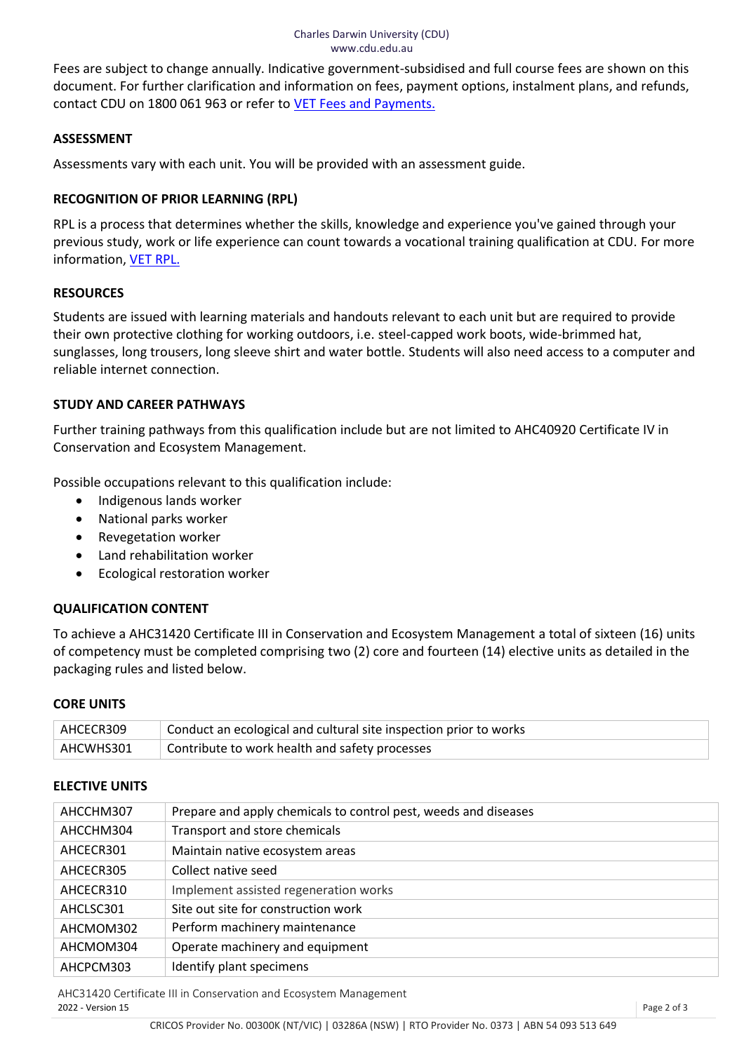Fees are subject to change annually. Indicative government-subsidised and full course fees are shown on this document. For further clarification and information on fees, payment options, instalment plans, and refunds, contact CDU on 1800 061 963 or refer to [VET Fees and Payments.]

## ASSESSMENT

Assessments vary with each unit. You will be provided with an assessment guide.

## RECOGNITION OF PRIOR LEARNING (RPL)

RPL is a process that determines whether the skills, knowledge and experience you've gained through your previous study, work or life experience can count towards a vocational training qualification at CDU. For more information, [VET RPL.]

## RESOURCES

Students are issued with learning materials and handouts relevant to each unit but are required to provide their own protective clothing for working outdoors, i.e. steel-capped work boots, wide-brimmed hat, sunglasses, long trousers, long sleeve shirt and water bottle. Students will also need access to a computer and reliable internet connection.

## STUDY AND CAREER PATHWAYS

Further training pathways from this qualification include but are not limited to AHC40920 Certificate IV in Conservation and Ecosystem Management.

Possible occupations relevant to this qualification include:

- Indigenous lands worker
- National parks worker
- Revegetation worker
- Land rehabilitation worker
- Ecological restoration worker

## QUALIFICATION CONTENT

To achieve a AHC31420 Certificate III in Conservation and Ecosystem Management a total of sixteen (16) units of competency must be completed comprising two (2) core and fourteen (14) elective units as detailed in the packaging rules and listed below.

## CORE UNITS

| | |
|---|---|
| AHCECR309 | Conduct an ecological and cultural site inspection prior to works |
| AHCWHS301 | Contribute to work health and safety processes |

## ELECTIVE UNITS

| | |
|---|---|
| AHCCHM307 | Prepare and apply chemicals to control pest, weeds and diseases |
| AHCCHM304 | Transport and store chemicals |
| AHCECR301 | Maintain native ecosystem areas |
| AHCECR305 | Collect native seed |
| AHCECR310 | Implement assisted regeneration works |
| AHCLSC301 | Site out site for construction work |
| AHCMOM302 | Perform machinery maintenance |
| AHCMOM304 | Operate machinery and equipment |
| AHCPCM303 | Identify plant specimens |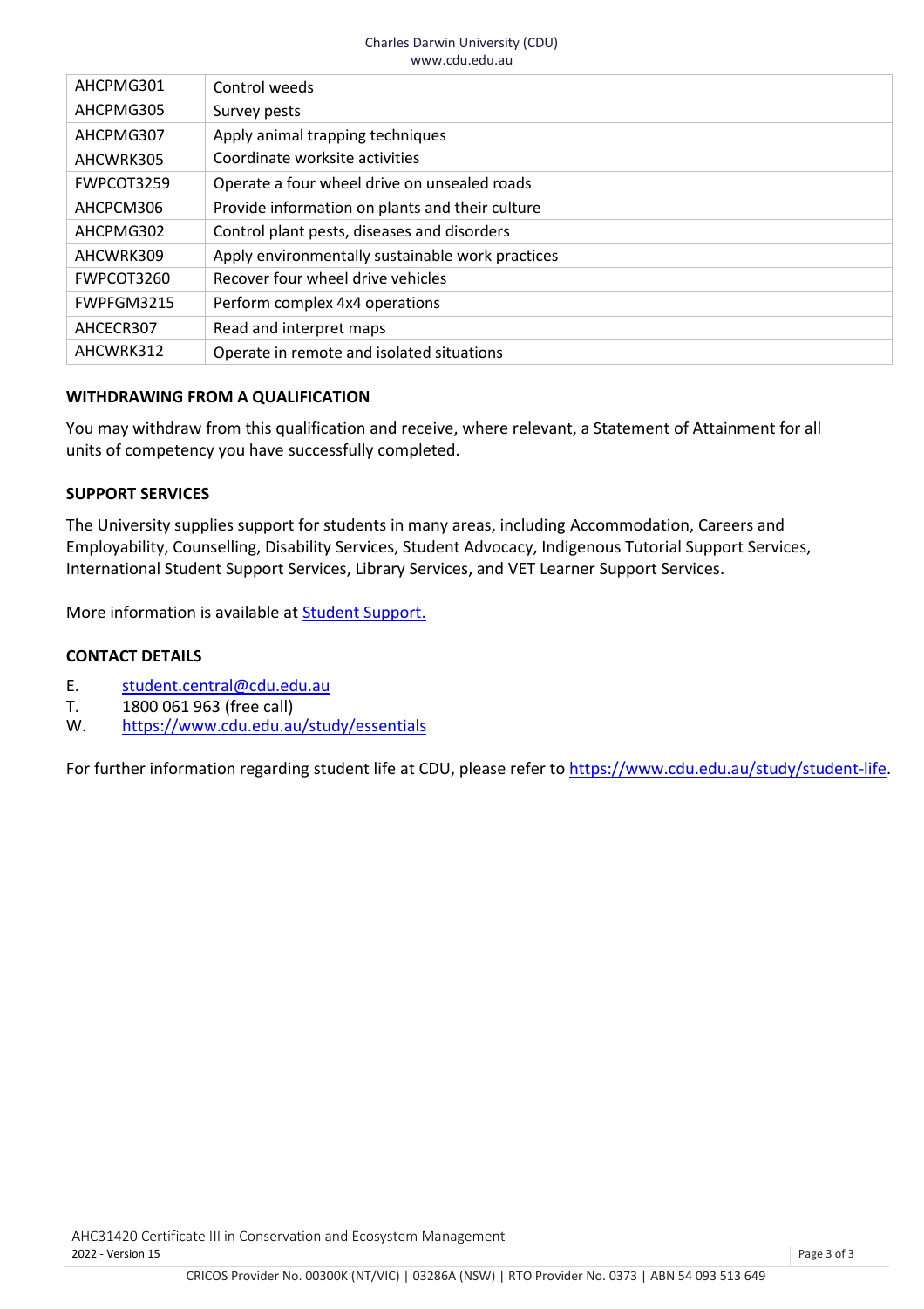| | |
|---|---|
| AHCPMG301 | Control weeds |
| AHCPMG305 | Survey pests |
| AHCPMG307 | Apply animal trapping techniques |
| AHCWRK305 | Coordinate worksite activities |
| FWPCOT3259 | Operate a four wheel drive on unsealed roads |
| AHCPCM306 | Provide information on plants and their culture |
| AHCPMG302 | Control plant pests, diseases and disorders |
| AHCWRK309 | Apply environmentally sustainable work practices |
| FWPCOT3260 | Recover four wheel drive vehicles |
| FWPFGM3215 | Perform complex 4x4 operations |
| AHCECR307 | Read and interpret maps |
| AHCWRK312 | Operate in remote and isolated situations |

**WITHDRAWING FROM A QUALIFICATION**

You may withdraw from this qualification and receive, where relevant, a Statement of Attainment for all units of competency you have successfully completed.

**SUPPORT SERVICES**

The University supplies support for students in many areas, including Accommodation, Careers and Employability, Counselling, Disability Services, Student Advocacy, Indigenous Tutorial Support Services, International Student Support Services, Library Services, and VET Learner Support Services.

More information is available at [Student Support.](Student Support.)

**CONTACT DETAILS**

E. student.central@cdu.edu.au
T. 1800 061 963 (free call)
W. https://www.cdu.edu.au/study/essentials

For further information regarding student life at CDU, please refer to https://www.cdu.edu.au/study/student-life.